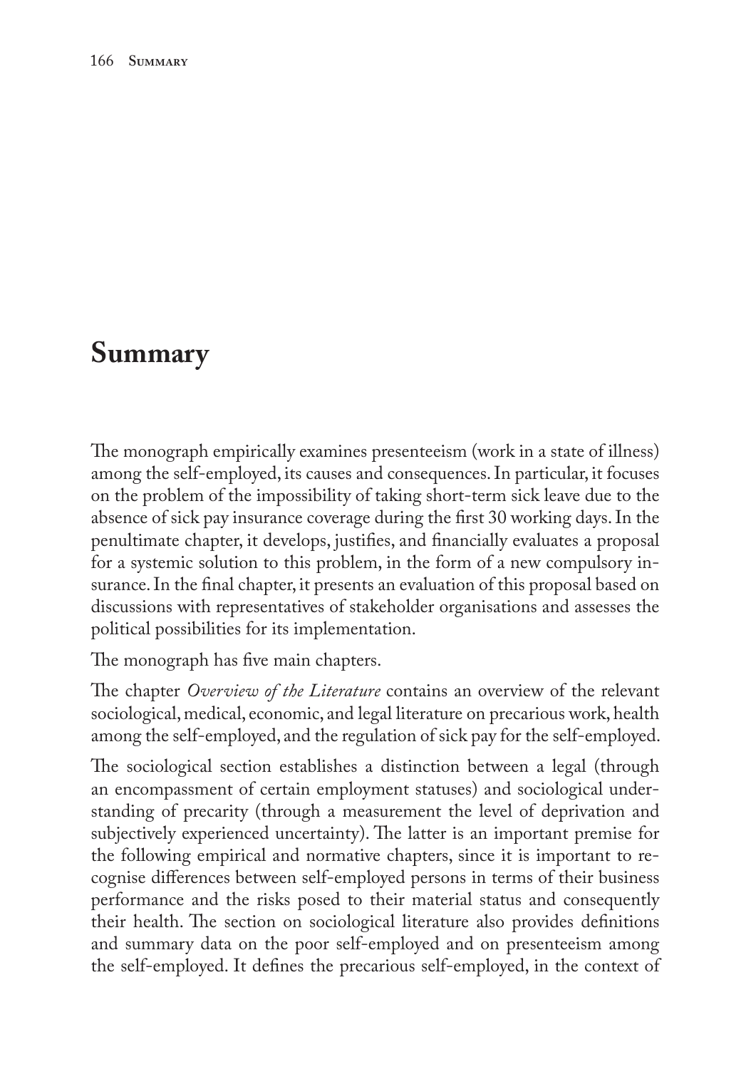# Summary

The monograph empirically examines presenteeism (work in a state of illness) among the self-employed, its causes and consequences. In particular, it focuses on the problem of the impossibility of taking short-term sick leave due to the absence of sick pay insurance coverage during the first 30 working days. In the penultimate chapter, it develops, justifies, and financially evaluates a proposal for a systemic solution to this problem, in the form of a new compulsory insurance. In the final chapter, it presents an evaluation of this proposal based on discussions with representatives of stakeholder organisations and assesses the political possibilities for its implementation.

The monograph has five main chapters.

The chapter *Overview of the Literature* contains an overview of the relevant sociological, medical, economic, and legal literature on precarious work, health among the self-employed, and the regulation of sick pay for the self-employed.

The sociological section establishes a distinction between a legal (through an encompassment of certain employment statuses) and sociological understanding of precarity (through a measurement the level of deprivation and subjectively experienced uncertainty). The latter is an important premise for the following empirical and normative chapters, since it is important to recognise differences between self-employed persons in terms of their business performance and the risks posed to their material status and consequently their health. The section on sociological literature also provides definitions and summary data on the poor self-employed and on presenteeism among the self-employed. It defines the precarious self-employed, in the context of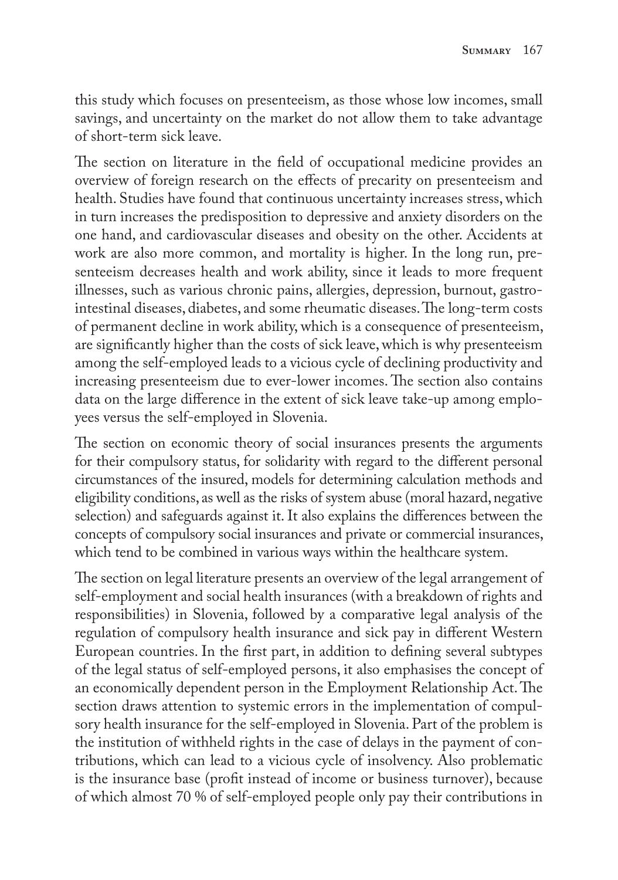this study which focuses on presenteeism, as those whose low incomes, small savings, and uncertainty on the market do not allow them to take advantage of short-term sick leave.

The section on literature in the field of occupational medicine provides an overview of foreign research on the effects of precarity on presenteeism and health. Studies have found that continuous uncertainty increases stress, which in turn increases the predisposition to depressive and anxiety disorders on the one hand, and cardiovascular diseases and obesity on the other. Accidents at work are also more common, and mortality is higher. In the long run, presenteeism decreases health and work ability, since it leads to more frequent illnesses, such as various chronic pains, allergies, depression, burnout, gastrointestinal diseases, diabetes, and some rheumatic diseases. The long-term costs of permanent decline in work ability, which is a consequence of presenteeism, are significantly higher than the costs of sick leave, which is why presenteeism among the self-employed leads to a vicious cycle of declining productivity and increasing presenteeism due to ever-lower incomes. The section also contains data on the large difference in the extent of sick leave take-up among employees versus the self-employed in Slovenia.

The section on economic theory of social insurances presents the arguments for their compulsory status, for solidarity with regard to the different personal circumstances of the insured, models for determining calculation methods and eligibility conditions, as well as the risks of system abuse (moral hazard, negative selection) and safeguards against it. It also explains the differences between the concepts of compulsory social insurances and private or commercial insurances, which tend to be combined in various ways within the healthcare system.

The section on legal literature presents an overview of the legal arrangement of self-employment and social health insurances (with a breakdown of rights and responsibilities) in Slovenia, followed by a comparative legal analysis of the regulation of compulsory health insurance and sick pay in different Western European countries. In the first part, in addition to defining several subtypes of the legal status of self-employed persons, it also emphasises the concept of an economically dependent person in the Employment Relationship Act. The section draws attention to systemic errors in the implementation of compulsory health insurance for the self-employed in Slovenia. Part of the problem is the institution of withheld rights in the case of delays in the payment of contributions, which can lead to a vicious cycle of insolvency. Also problematic is the insurance base (profit instead of income or business turnover), because of which almost 70 % of self-employed people only pay their contributions in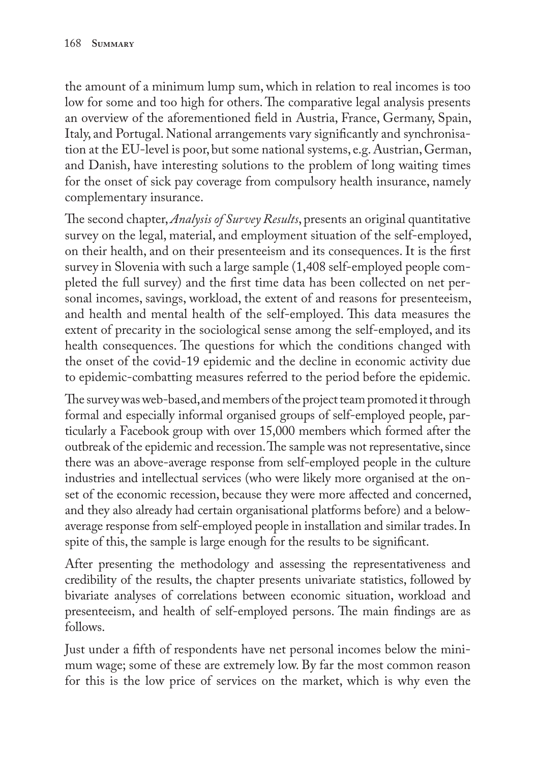the amount of a minimum lump sum, which in relation to real incomes is too low for some and too high for others. The comparative legal analysis presents an overview of the aforementioned field in Austria, France, Germany, Spain, Italy, and Portugal. National arrangements vary significantly and synchronisation at the EU-level is poor, but some national systems, e.g. Austrian, German, and Danish, have interesting solutions to the problem of long waiting times for the onset of sick pay coverage from compulsory health insurance, namely complementary insurance.

The second chapter, *Analysis of Survey Results*, presents an original quantitative survey on the legal, material, and employment situation of the self-employed, on their health, and on their presenteeism and its consequences. It is the first survey in Slovenia with such a large sample (1,408 self-employed people completed the full survey) and the first time data has been collected on net personal incomes, savings, workload, the extent of and reasons for presenteeism, and health and mental health of the self-employed. This data measures the extent of precarity in the sociological sense among the self-employed, and its health consequences. The questions for which the conditions changed with the onset of the covid-19 epidemic and the decline in economic activity due to epidemic-combatting measures referred to the period before the epidemic.

The survey was web-based, and members of the project team promoted it through formal and especially informal organised groups of self-employed people, particularly a Facebook group with over 15,000 members which formed after the outbreak of the epidemic and recession. The sample was not representative, since there was an above-average response from self-employed people in the culture industries and intellectual services (who were likely more organised at the onset of the economic recession, because they were more affected and concerned, and they also already had certain organisational platforms before) and a below-average response from self-employed people in installation and similar trades. In spite of this, the sample is large enough for the results to be significant.

After presenting the methodology and assessing the representativeness and credibility of the results, the chapter presents univariate statistics, followed by bivariate analyses of correlations between economic situation, workload and presenteeism, and health of self-employed persons. The main findings are as follows.

Just under a fifth of respondents have net personal incomes below the minimum wage; some of these are extremely low. By far the most common reason for this is the low price of services on the market, which is why even the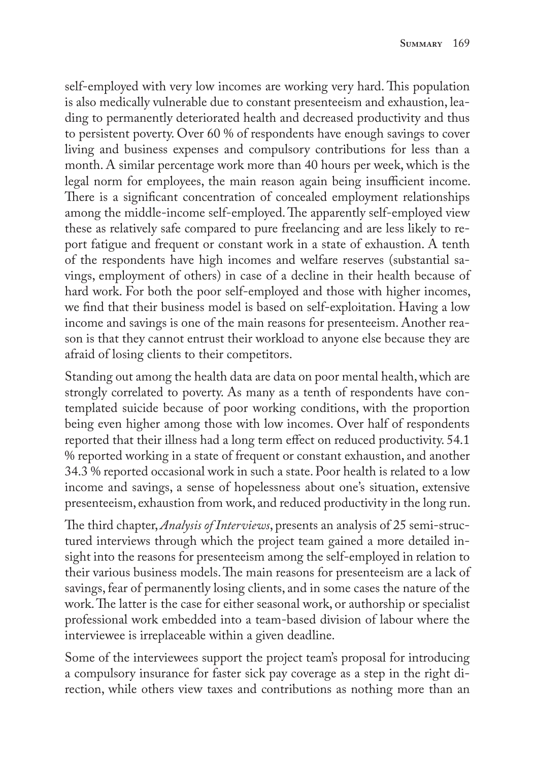self-employed with very low incomes are working very hard. This population is also medically vulnerable due to constant presenteeism and exhaustion, leading to permanently deteriorated health and decreased productivity and thus to persistent poverty. Over 60 % of respondents have enough savings to cover living and business expenses and compulsory contributions for less than a month. A similar percentage work more than 40 hours per week, which is the legal norm for employees, the main reason again being insufficient income. There is a significant concentration of concealed employment relationships among the middle-income self-employed. The apparently self-employed view these as relatively safe compared to pure freelancing and are less likely to report fatigue and frequent or constant work in a state of exhaustion. A tenth of the respondents have high incomes and welfare reserves (substantial savings, employment of others) in case of a decline in their health because of hard work. For both the poor self-employed and those with higher incomes, we find that their business model is based on self-exploitation. Having a low income and savings is one of the main reasons for presenteeism. Another reason is that they cannot entrust their workload to anyone else because they are afraid of losing clients to their competitors.

Standing out among the health data are data on poor mental health, which are strongly correlated to poverty. As many as a tenth of respondents have contemplated suicide because of poor working conditions, with the proportion being even higher among those with low incomes. Over half of respondents reported that their illness had a long term effect on reduced productivity. 54.1 % reported working in a state of frequent or constant exhaustion, and another 34.3 % reported occasional work in such a state. Poor health is related to a low income and savings, a sense of hopelessness about one's situation, extensive presenteeism, exhaustion from work, and reduced productivity in the long run.

The third chapter, *Analysis of Interviews*, presents an analysis of 25 semi-structured interviews through which the project team gained a more detailed insight into the reasons for presenteeism among the self-employed in relation to their various business models. The main reasons for presenteeism are a lack of savings, fear of permanently losing clients, and in some cases the nature of the work. The latter is the case for either seasonal work, or authorship or specialist professional work embedded into a team-based division of labour where the interviewee is irreplaceable within a given deadline.

Some of the interviewees support the project team's proposal for introducing a compulsory insurance for faster sick pay coverage as a step in the right direction, while others view taxes and contributions as nothing more than an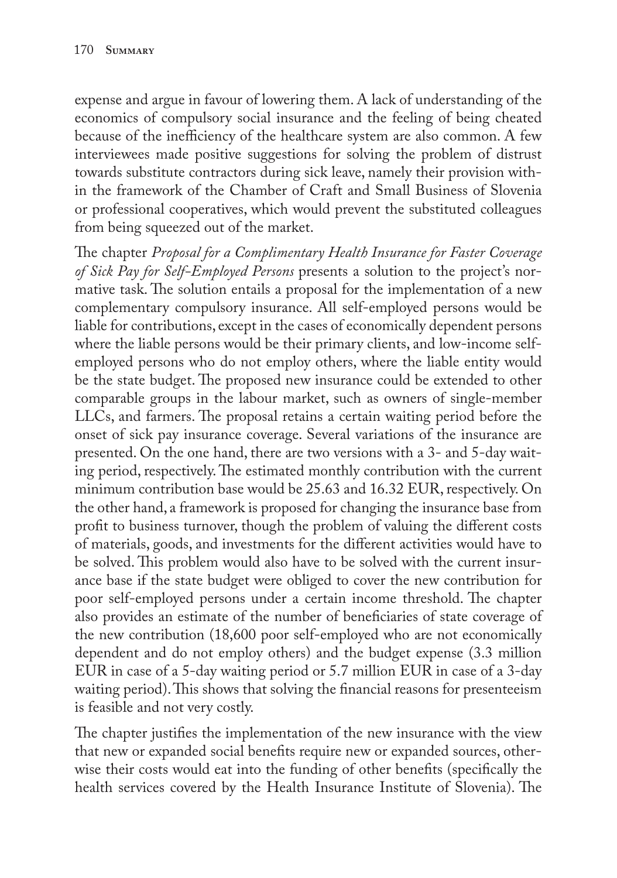expense and argue in favour of lowering them. A lack of understanding of the economics of compulsory social insurance and the feeling of being cheated because of the inefficiency of the healthcare system are also common. A few interviewees made positive suggestions for solving the problem of distrust towards substitute contractors during sick leave, namely their provision within the framework of the Chamber of Craft and Small Business of Slovenia or professional cooperatives, which would prevent the substituted colleagues from being squeezed out of the market.

The chapter *Proposal for a Complimentary Health Insurance for Faster Coverage of Sick Pay for Self-Employed Persons* presents a solution to the project's normative task. The solution entails a proposal for the implementation of a new complementary compulsory insurance. All self-employed persons would be liable for contributions, except in the cases of economically dependent persons where the liable persons would be their primary clients, and low-income self-employed persons who do not employ others, where the liable entity would be the state budget. The proposed new insurance could be extended to other comparable groups in the labour market, such as owners of single-member LLCs, and farmers. The proposal retains a certain waiting period before the onset of sick pay insurance coverage. Several variations of the insurance are presented. On the one hand, there are two versions with a 3- and 5-day waiting period, respectively. The estimated monthly contribution with the current minimum contribution base would be 25.63 and 16.32 EUR, respectively. On the other hand, a framework is proposed for changing the insurance base from profit to business turnover, though the problem of valuing the different costs of materials, goods, and investments for the different activities would have to be solved. This problem would also have to be solved with the current insurance base if the state budget were obliged to cover the new contribution for poor self-employed persons under a certain income threshold. The chapter also provides an estimate of the number of beneficiaries of state coverage of the new contribution (18,600 poor self-employed who are not economically dependent and do not employ others) and the budget expense (3.3 million EUR in case of a 5-day waiting period or 5.7 million EUR in case of a 3-day waiting period). This shows that solving the financial reasons for presenteeism is feasible and not very costly.

The chapter justifies the implementation of the new insurance with the view that new or expanded social benefits require new or expanded sources, otherwise their costs would eat into the funding of other benefits (specifically the health services covered by the Health Insurance Institute of Slovenia). The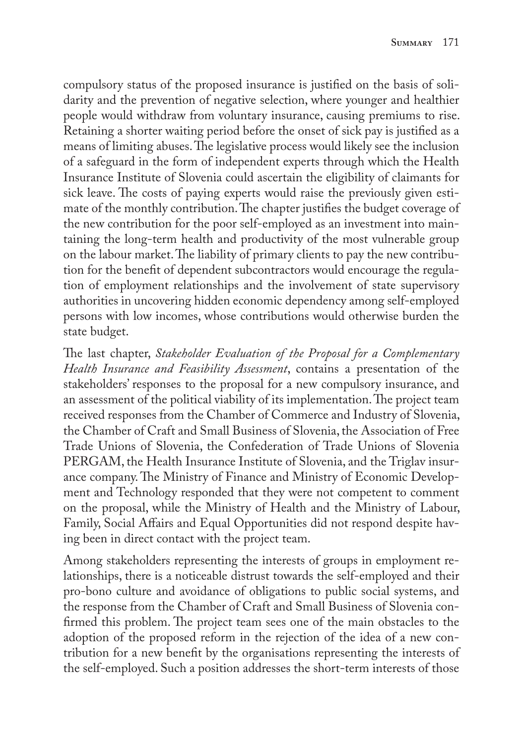compulsory status of the proposed insurance is justified on the basis of solidarity and the prevention of negative selection, where younger and healthier people would withdraw from voluntary insurance, causing premiums to rise. Retaining a shorter waiting period before the onset of sick pay is justified as a means of limiting abuses. The legislative process would likely see the inclusion of a safeguard in the form of independent experts through which the Health Insurance Institute of Slovenia could ascertain the eligibility of claimants for sick leave. The costs of paying experts would raise the previously given estimate of the monthly contribution. The chapter justifies the budget coverage of the new contribution for the poor self-employed as an investment into maintaining the long-term health and productivity of the most vulnerable group on the labour market. The liability of primary clients to pay the new contribution for the benefit of dependent subcontractors would encourage the regulation of employment relationships and the involvement of state supervisory authorities in uncovering hidden economic dependency among self-employed persons with low incomes, whose contributions would otherwise burden the state budget.

The last chapter, *Stakeholder Evaluation of the Proposal for a Complementary Health Insurance and Feasibility Assessment*, contains a presentation of the stakeholders' responses to the proposal for a new compulsory insurance, and an assessment of the political viability of its implementation. The project team received responses from the Chamber of Commerce and Industry of Slovenia, the Chamber of Craft and Small Business of Slovenia, the Association of Free Trade Unions of Slovenia, the Confederation of Trade Unions of Slovenia PERGAM, the Health Insurance Institute of Slovenia, and the Triglav insurance company. The Ministry of Finance and Ministry of Economic Development and Technology responded that they were not competent to comment on the proposal, while the Ministry of Health and the Ministry of Labour, Family, Social Affairs and Equal Opportunities did not respond despite having been in direct contact with the project team.

Among stakeholders representing the interests of groups in employment relationships, there is a noticeable distrust towards the self-employed and their pro-bono culture and avoidance of obligations to public social systems, and the response from the Chamber of Craft and Small Business of Slovenia confirmed this problem. The project team sees one of the main obstacles to the adoption of the proposed reform in the rejection of the idea of a new contribution for a new benefit by the organisations representing the interests of the self-employed. Such a position addresses the short-term interests of those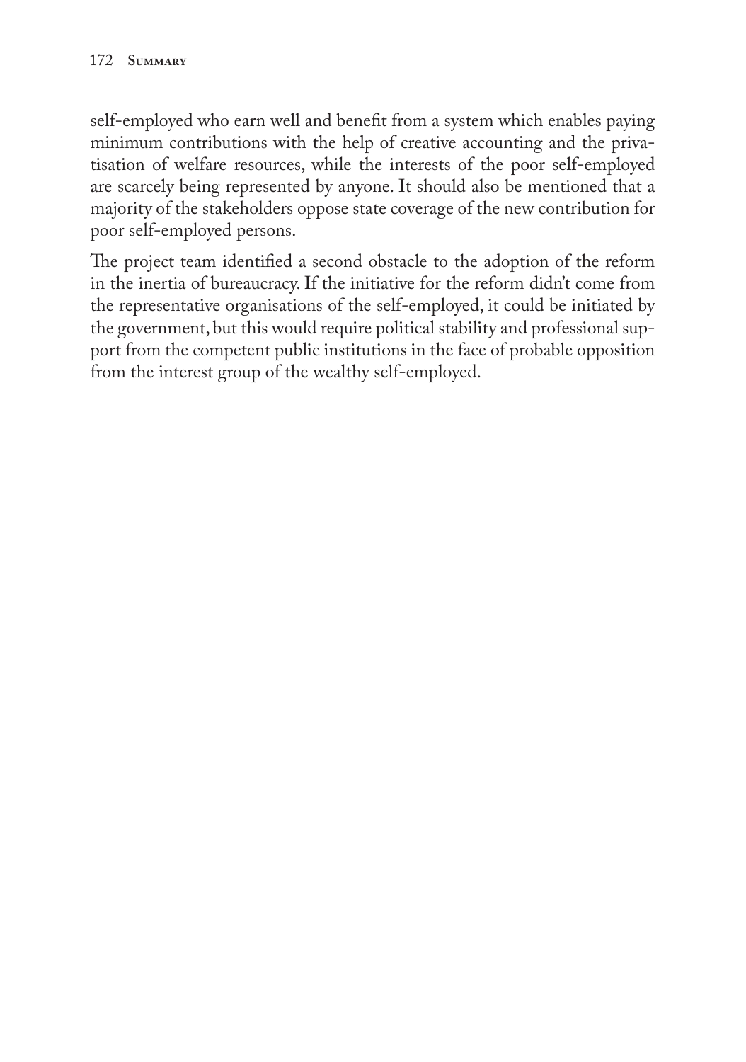self-employed who earn well and benefit from a system which enables paying minimum contributions with the help of creative accounting and the privatisation of welfare resources, while the interests of the poor self-employed are scarcely being represented by anyone. It should also be mentioned that a majority of the stakeholders oppose state coverage of the new contribution for poor self-employed persons.

The project team identified a second obstacle to the adoption of the reform in the inertia of bureaucracy. If the initiative for the reform didn't come from the representative organisations of the self-employed, it could be initiated by the government, but this would require political stability and professional support from the competent public institutions in the face of probable opposition from the interest group of the wealthy self-employed.